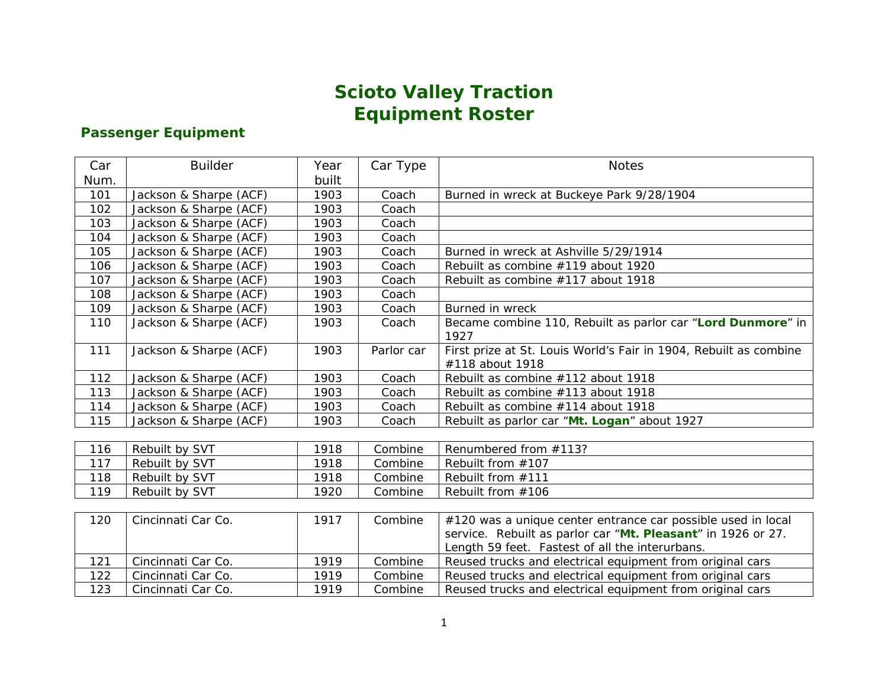# Scioto Valley Traction
# Equipment Roster

## Passenger Equipment

| Car Num. | Builder | Year built | Car Type | Notes |
|---|---|---|---|---|
| 101 | Jackson & Sharpe (ACF) | 1903 | Coach | Burned in wreck at Buckeye Park 9/28/1904 |
| 102 | Jackson & Sharpe (ACF) | 1903 | Coach | |
| 103 | Jackson & Sharpe (ACF) | 1903 | Coach | |
| 104 | Jackson & Sharpe (ACF) | 1903 | Coach | |
| 105 | Jackson & Sharpe (ACF) | 1903 | Coach | Burned in wreck at Ashville 5/29/1914 |
| 106 | Jackson & Sharpe (ACF) | 1903 | Coach | Rebuilt as combine #119 about 1920 |
| 107 | Jackson & Sharpe (ACF) | 1903 | Coach | Rebuilt as combine #117 about 1918 |
| 108 | Jackson & Sharpe (ACF) | 1903 | Coach | |
| 109 | Jackson & Sharpe (ACF) | 1903 | Coach | Burned in wreck |
| 110 | Jackson & Sharpe (ACF) | 1903 | Coach | Became combine 110, Rebuilt as parlor car "**Lord Dunmore**" in 1927 |
| 111 | Jackson & Sharpe (ACF) | 1903 | Parlor car | First prize at St. Louis World's Fair in 1904, Rebuilt as combine #118 about 1918 |
| 112 | Jackson & Sharpe (ACF) | 1903 | Coach | Rebuilt as combine #112 about 1918 |
| 113 | Jackson & Sharpe (ACF) | 1903 | Coach | Rebuilt as combine #113 about 1918 |
| 114 | Jackson & Sharpe (ACF) | 1903 | Coach | Rebuilt as combine #114 about 1918 |
| 115 | Jackson & Sharpe (ACF) | 1903 | Coach | Rebuilt as parlor car "**Mt. Logan**" about 1927 |
| 116 | Rebuilt by SVT | 1918 | Combine | Renumbered from #113? |
| 117 | Rebuilt by SVT | 1918 | Combine | Rebuilt from #107 |
| 118 | Rebuilt by SVT | 1918 | Combine | Rebuilt from #111 |
| 119 | Rebuilt by SVT | 1920 | Combine | Rebuilt from #106 |
| 120 | Cincinnati Car Co. | 1917 | Combine | #120 was a unique center entrance car possible used in local service. Rebuilt as parlor car "**Mt. Pleasant**" in 1926 or 27. Length 59 feet. Fastest of all the interurbans. |
| 121 | Cincinnati Car Co. | 1919 | Combine | Reused trucks and electrical equipment from original cars |
| 122 | Cincinnati Car Co. | 1919 | Combine | Reused trucks and electrical equipment from original cars |
| 123 | Cincinnati Car Co. | 1919 | Combine | Reused trucks and electrical equipment from original cars |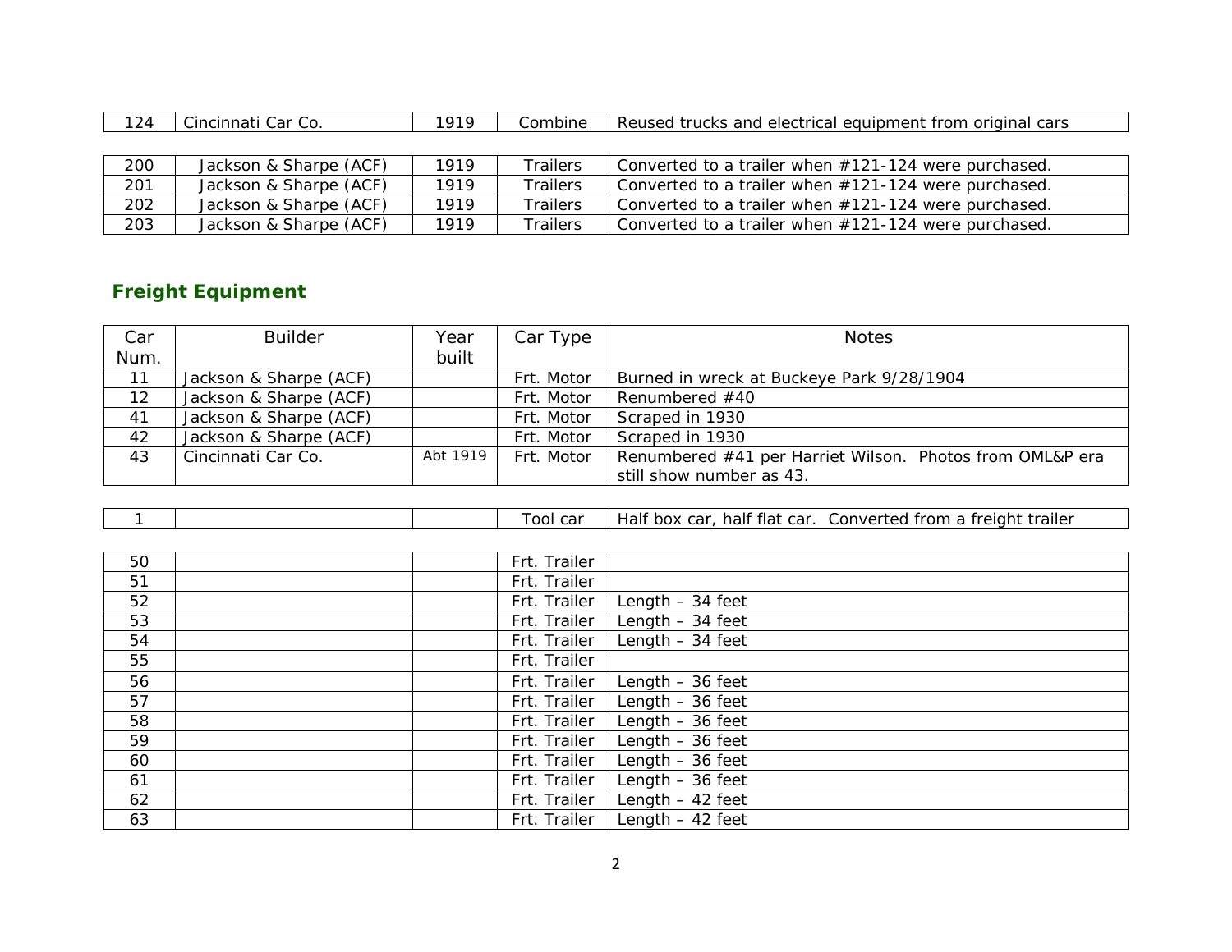| 124 | Cincinnati Car Co. | 1919 | Combine | Reused trucks and electrical equipment from original cars |
|---|---|---|---|---|

| 200 | Jackson & Sharpe (ACF) | 1919 | Trailers | Converted to a trailer when #121-124 were purchased. |
|---|---|---|---|---|
| 201 | Jackson & Sharpe (ACF) | 1919 | Trailers | Converted to a trailer when #121-124 were purchased. |
| 202 | Jackson & Sharpe (ACF) | 1919 | Trailers | Converted to a trailer when #121-124 were purchased. |
| 203 | Jackson & Sharpe (ACF) | 1919 | Trailers | Converted to a trailer when #121-124 were purchased. |

## Freight Equipment

| Car Num. | Builder | Year built | Car Type | Notes |
|---|---|---|---|---|
| 11 | Jackson & Sharpe (ACF) | | Frt. Motor | Burned in wreck at Buckeye Park 9/28/1904 |
| 12 | Jackson & Sharpe (ACF) | | Frt. Motor | Renumbered #40 |
| 41 | Jackson & Sharpe (ACF) | | Frt. Motor | Scraped in 1930 |
| 42 | Jackson & Sharpe (ACF) | | Frt. Motor | Scraped in 1930 |
| 43 | Cincinnati Car Co. | Abt 1919 | Frt. Motor | Renumbered #41 per Harriet Wilson. Photos from OML&P era still show number as 43. |

| 1 | | | Tool car | Half box car, half flat car. Converted from a freight trailer |
|---|---|---|---|---|

| 50 | | | Frt. Trailer | |
|---|---|---|---|---|
| 51 | | | Frt. Trailer | |
| 52 | | | Frt. Trailer | Length – 34 feet |
| 53 | | | Frt. Trailer | Length – 34 feet |
| 54 | | | Frt. Trailer | Length – 34 feet |
| 55 | | | Frt. Trailer | |
| 56 | | | Frt. Trailer | Length – 36 feet |
| 57 | | | Frt. Trailer | Length – 36 feet |
| 58 | | | Frt. Trailer | Length – 36 feet |
| 59 | | | Frt. Trailer | Length – 36 feet |
| 60 | | | Frt. Trailer | Length – 36 feet |
| 61 | | | Frt. Trailer | Length – 36 feet |
| 62 | | | Frt. Trailer | Length – 42 feet |
| 63 | | | Frt. Trailer | Length – 42 feet |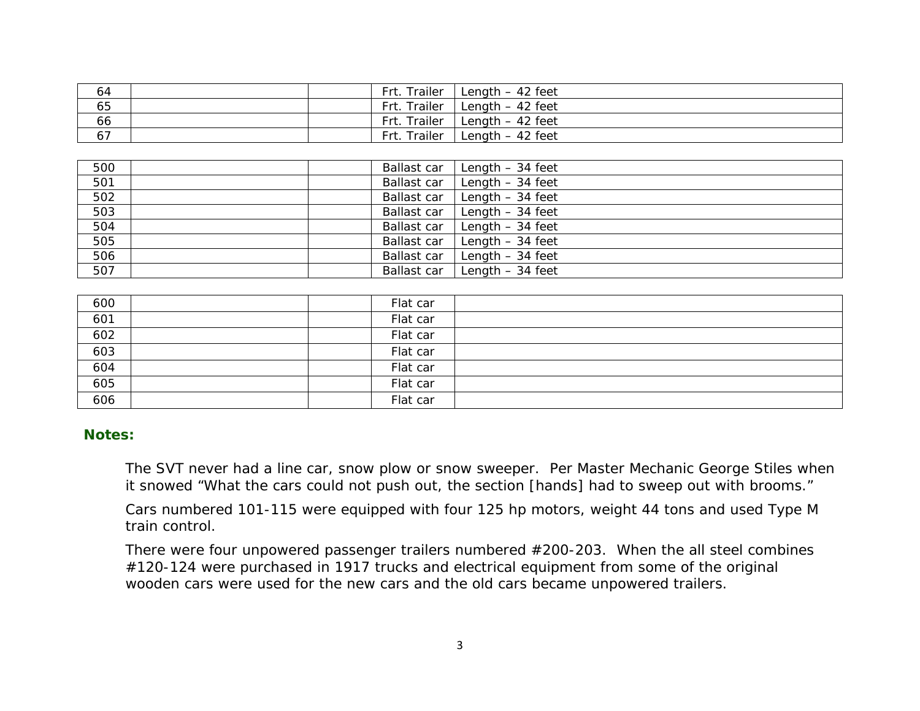| | | | | |
|---|---|---|---|---|
| 64 | | | Frt. Trailer | Length – 42 feet |
| 65 | | | Frt. Trailer | Length – 42 feet |
| 66 | | | Frt. Trailer | Length – 42 feet |
| 67 | | | Frt. Trailer | Length – 42 feet |

| | | | | |
|---|---|---|---|---|
| 500 | | | Ballast car | Length – 34 feet |
| 501 | | | Ballast car | Length – 34 feet |
| 502 | | | Ballast car | Length – 34 feet |
| 503 | | | Ballast car | Length – 34 feet |
| 504 | | | Ballast car | Length – 34 feet |
| 505 | | | Ballast car | Length – 34 feet |
| 506 | | | Ballast car | Length – 34 feet |
| 507 | | | Ballast car | Length – 34 feet |

| | | | | |
|---|---|---|---|---|
| 600 | | | Flat car | |
| 601 | | | Flat car | |
| 602 | | | Flat car | |
| 603 | | | Flat car | |
| 604 | | | Flat car | |
| 605 | | | Flat car | |
| 606 | | | Flat car | |

**Notes:**

The SVT never had a line car, snow plow or snow sweeper. Per Master Mechanic George Stiles when it snowed "What the cars could not push out, the section [hands] had to sweep out with brooms."

Cars numbered 101-115 were equipped with four 125 hp motors, weight 44 tons and used Type M train control.

There were four unpowered passenger trailers numbered #200-203. When the all steel combines #120-124 were purchased in 1917 trucks and electrical equipment from some of the original wooden cars were used for the new cars and the old cars became unpowered trailers.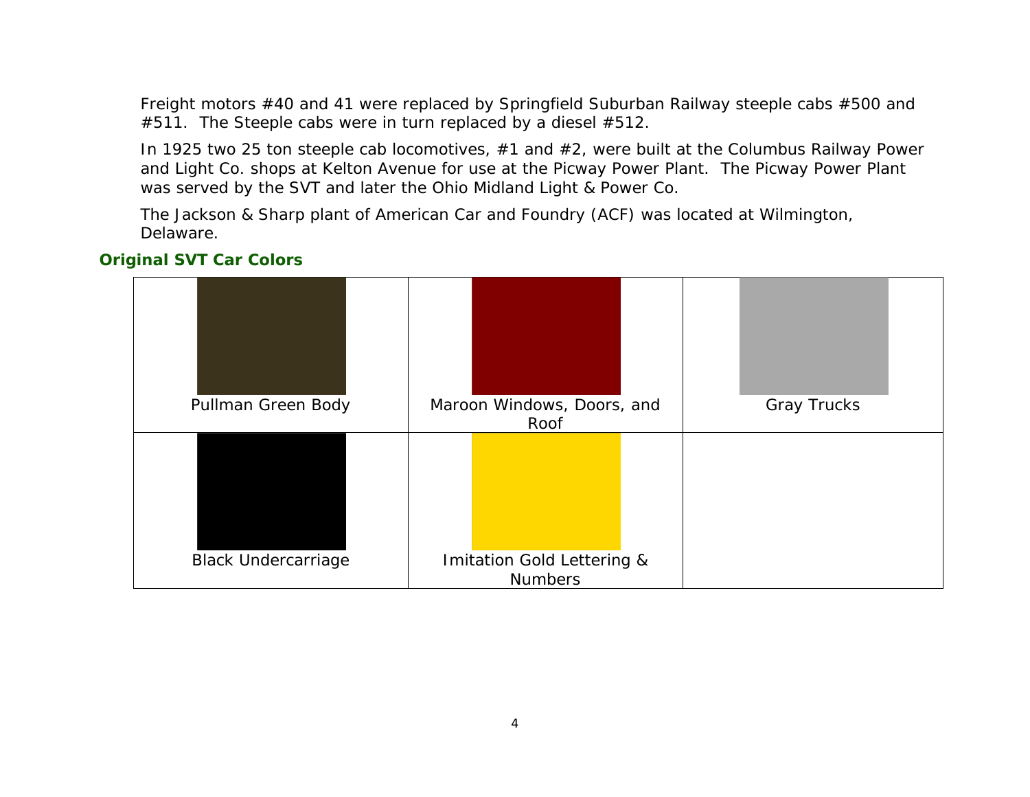Freight motors #40 and 41 were replaced by Springfield Suburban Railway steeple cabs #500 and #511. The Steeple cabs were in turn replaced by a diesel #512.

In 1925 two 25 ton steeple cab locomotives, #1 and #2, were built at the Columbus Railway Power and Light Co. shops at Kelton Avenue for use at the Picway Power Plant. The Picway Power Plant was served by the SVT and later the Ohio Midland Light & Power Co.

The Jackson & Sharp plant of American Car and Foundry (ACF) was located at Wilmington, Delaware.

## Original SVT Car Colors

| | | |
|---|---|---|
| Pullman Green Body | Maroon Windows, Doors, and Roof | Gray Trucks |
| Black Undercarriage | Imitation Gold Lettering & Numbers | |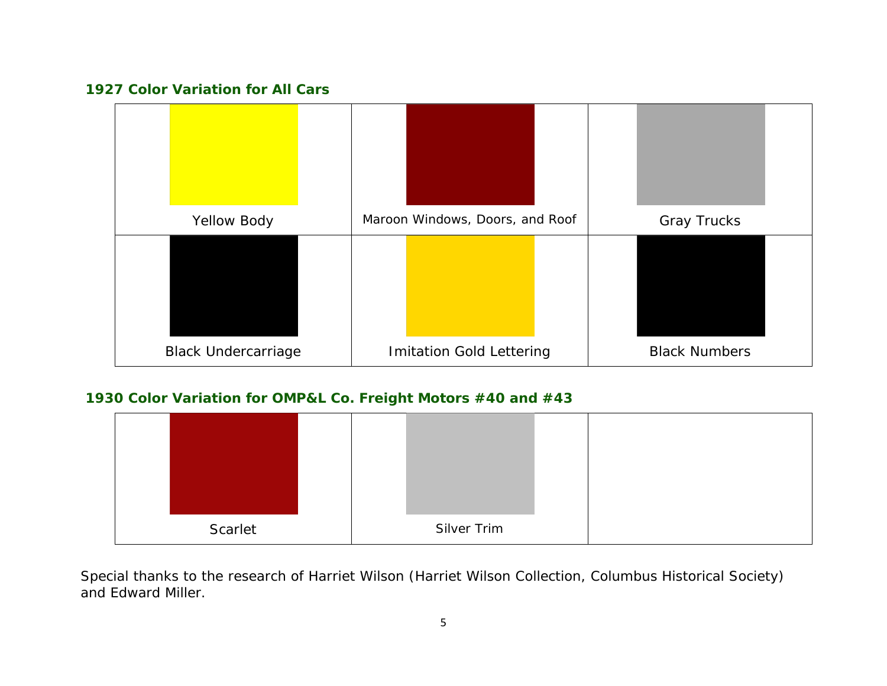### 1927 Color Variation for All Cars

| | | |
|---|---|---|
| Yellow Body | Maroon Windows, Doors, and Roof | Gray Trucks |
| Black Undercarriage | Imitation Gold Lettering | Black Numbers |

### 1930 Color Variation for OMP&L Co. Freight Motors #40 and #43

| | | |
|---|---|---|
| Scarlet | Silver Trim | |

Special thanks to the research of Harriet Wilson (Harriet Wilson Collection, Columbus Historical Society) and Edward Miller.